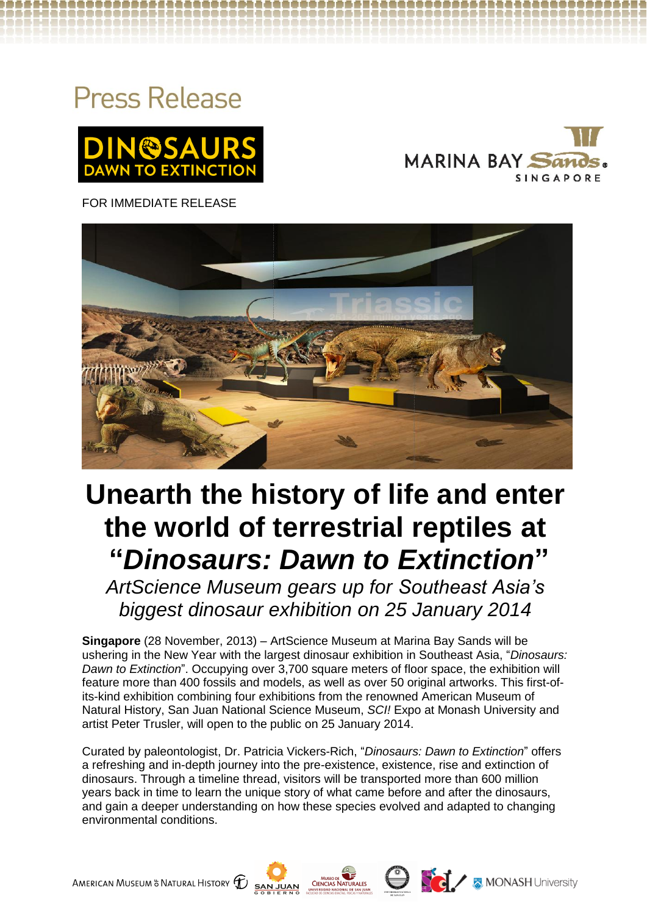# Press Release

FOR IMMEDIATE RELEASE

# Unearth the history of life and enter the world of terrestrial reptiles at "*Dinosaurs: Dawn to Extinction*"

*ArtScience Museum gears up for Southeast Asia's biggest dinosaur exhibition on 25 January 2014*

**Singapore** (28 November, 2013) – ArtScience Museum at Marina Bay Sands will be ushering in the New Year with the largest dinosaur exhibition in Southeast Asia, "*Dinosaurs: Dawn to Extinction*". Occupying over 3,700 square meters of floor space, the exhibition will feature more than 400 fossils and models, as well as over 50 original artworks. This first-of-its-kind exhibition combining four exhibitions from the renowned American Museum of Natural History, San Juan National Science Museum, *SCI!* Expo at Monash University and artist Peter Trusler, will open to the public on 25 January 2014.

Curated by paleontologist, Dr. Patricia Vickers-Rich, "*Dinosaurs: Dawn to Extinction*" offers a refreshing and in-depth journey into the pre-existence, existence, rise and extinction of dinosaurs. Through a timeline thread, visitors will be transported more than 600 million years back in time to learn the unique story of what came before and after the dinosaurs, and gain a deeper understanding on how these species evolved and adapted to changing environmental conditions.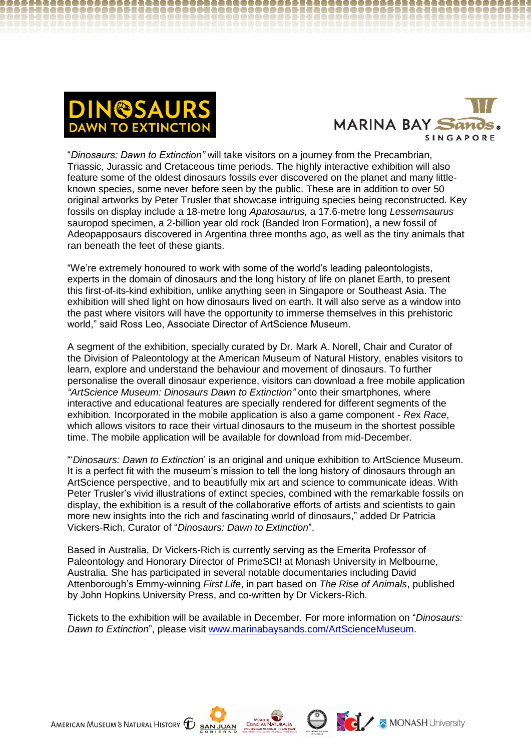"*Dinosaurs: Dawn to Extinction"* will take visitors on a journey from the Precambrian, Triassic, Jurassic and Cretaceous time periods. The highly interactive exhibition will also feature some of the oldest dinosaurs fossils ever discovered on the planet and many little-known species, some never before seen by the public. These are in addition to over 50 original artworks by Peter Trusler that showcase intriguing species being reconstructed. Key fossils on display include a 18-metre long *Apatosaurus,* a 17.6-metre long *Lessemsaurus* sauropod specimen, a 2-billion year old rock (Banded Iron Formation), a new fossil of Adeopapposaurs discovered in Argentina three months ago, as well as the tiny animals that ran beneath the feet of these giants.

"We're extremely honoured to work with some of the world's leading paleontologists, experts in the domain of dinosaurs and the long history of life on planet Earth, to present this first-of-its-kind exhibition, unlike anything seen in Singapore or Southeast Asia. The exhibition will shed light on how dinosaurs lived on earth. It will also serve as a window into the past where visitors will have the opportunity to immerse themselves in this prehistoric world," said Ross Leo, Associate Director of ArtScience Museum.

A segment of the exhibition, specially curated by Dr. Mark A. Norell, Chair and Curator of the Division of Paleontology at the American Museum of Natural History, enables visitors to learn, explore and understand the behaviour and movement of dinosaurs. To further personalise the overall dinosaur experience, visitors can download a free mobile application *"ArtScience Museum: Dinosaurs Dawn to Extinction"* onto their smartphones, where interactive and educational features are specially rendered for different segments of the exhibition. Incorporated in the mobile application is also a game component - *Rex Race*, which allows visitors to race their virtual dinosaurs to the museum in the shortest possible time. The mobile application will be available for download from mid-December.

"'*Dinosaurs: Dawn to Extinction*' is an original and unique exhibition to ArtScience Museum. It is a perfect fit with the museum's mission to tell the long history of dinosaurs through an ArtScience perspective, and to beautifully mix art and science to communicate ideas. With Peter Trusler's vivid illustrations of extinct species, combined with the remarkable fossils on display, the exhibition is a result of the collaborative efforts of artists and scientists to gain more new insights into the rich and fascinating world of dinosaurs," added Dr Patricia Vickers-Rich, Curator of "*Dinosaurs: Dawn to Extinction*".

Based in Australia, Dr Vickers-Rich is currently serving as the Emerita Professor of Paleontology and Honorary Director of PrimeSCI! at Monash University in Melbourne, Australia. She has participated in several notable documentaries including David Attenborough's Emmy-winning *First Life*, in part based on *The Rise of Animals*, published by John Hopkins University Press, and co-written by Dr Vickers-Rich.

Tickets to the exhibition will be available in December. For more information on "*Dinosaurs: Dawn to Extinction*", please visit www.marinabaysands.com/ArtScienceMuseum.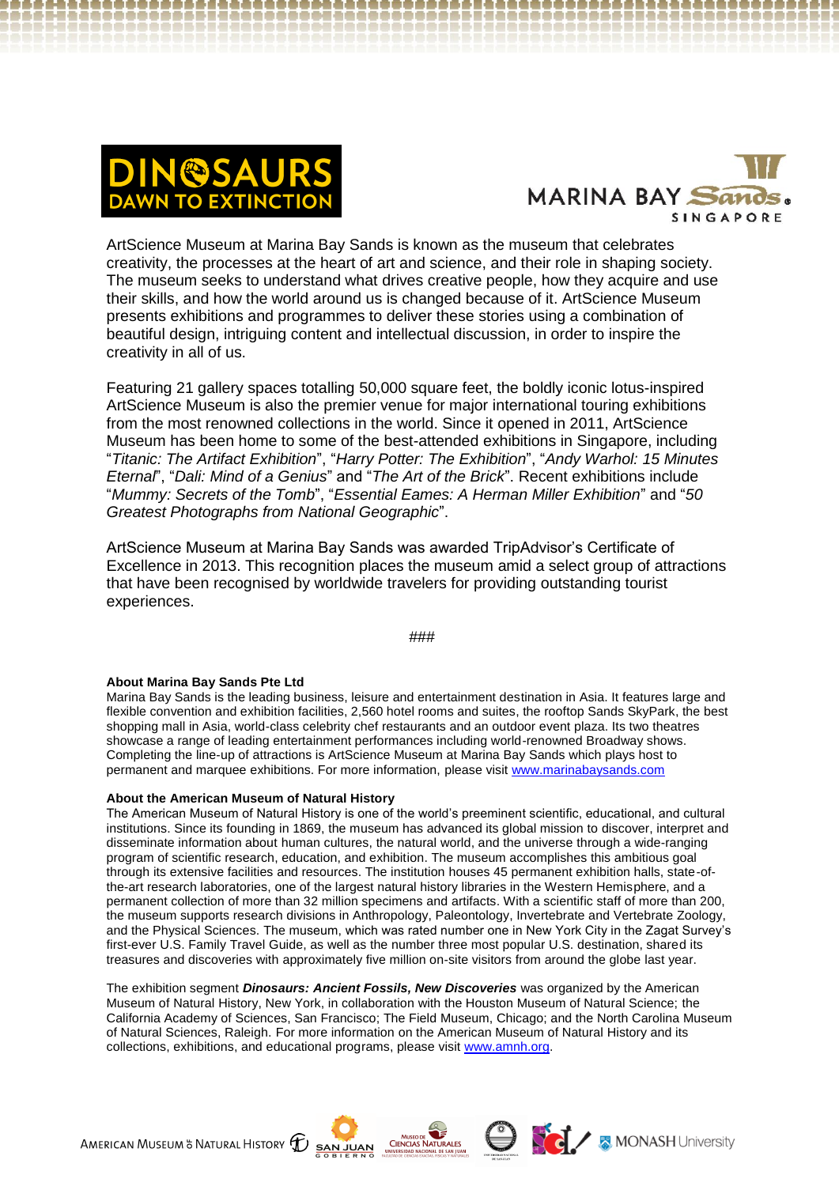ArtScience Museum at Marina Bay Sands is known as the museum that celebrates creativity, the processes at the heart of art and science, and their role in shaping society. The museum seeks to understand what drives creative people, how they acquire and use their skills, and how the world around us is changed because of it. ArtScience Museum presents exhibitions and programmes to deliver these stories using a combination of beautiful design, intriguing content and intellectual discussion, in order to inspire the creativity in all of us.

Featuring 21 gallery spaces totalling 50,000 square feet, the boldly iconic lotus-inspired ArtScience Museum is also the premier venue for major international touring exhibitions from the most renowned collections in the world. Since it opened in 2011, ArtScience Museum has been home to some of the best-attended exhibitions in Singapore, including "*Titanic: The Artifact Exhibition*", "*Harry Potter: The Exhibition*", "*Andy Warhol: 15 Minutes Eternal*", "*Dali: Mind of a Genius*" and "*The Art of the Brick*". Recent exhibitions include "*Mummy: Secrets of the Tomb*", "*Essential Eames: A Herman Miller Exhibition*" and "*50 Greatest Photographs from National Geographic*".

ArtScience Museum at Marina Bay Sands was awarded TripAdvisor's Certificate of Excellence in 2013. This recognition places the museum amid a select group of attractions that have been recognised by worldwide travelers for providing outstanding tourist experiences.

###

**About Marina Bay Sands Pte Ltd**

Marina Bay Sands is the leading business, leisure and entertainment destination in Asia. It features large and flexible convention and exhibition facilities, 2,560 hotel rooms and suites, the rooftop Sands SkyPark, the best shopping mall in Asia, world-class celebrity chef restaurants and an outdoor event plaza. Its two theatres showcase a range of leading entertainment performances including world-renowned Broadway shows. Completing the line-up of attractions is ArtScience Museum at Marina Bay Sands which plays host to permanent and marquee exhibitions. For more information, please visit www.marinabaysands.com

**About the American Museum of Natural History**

The American Museum of Natural History is one of the world's preeminent scientific, educational, and cultural institutions. Since its founding in 1869, the museum has advanced its global mission to discover, interpret and disseminate information about human cultures, the natural world, and the universe through a wide-ranging program of scientific research, education, and exhibition. The museum accomplishes this ambitious goal through its extensive facilities and resources. The institution houses 45 permanent exhibition halls, state-of-the-art research laboratories, one of the largest natural history libraries in the Western Hemisphere, and a permanent collection of more than 32 million specimens and artifacts. With a scientific staff of more than 200, the museum supports research divisions in Anthropology, Paleontology, Invertebrate and Vertebrate Zoology, and the Physical Sciences. The museum, which was rated number one in New York City in the Zagat Survey's first-ever U.S. Family Travel Guide, as well as the number three most popular U.S. destination, shared its treasures and discoveries with approximately five million on-site visitors from around the globe last year.

The exhibition segment ***Dinosaurs: Ancient Fossils, New Discoveries*** was organized by the American Museum of Natural History, New York, in collaboration with the Houston Museum of Natural Science; the California Academy of Sciences, San Francisco; The Field Museum, Chicago; and the North Carolina Museum of Natural Sciences, Raleigh. For more information on the American Museum of Natural History and its collections, exhibitions, and educational programs, please visit www.amnh.org.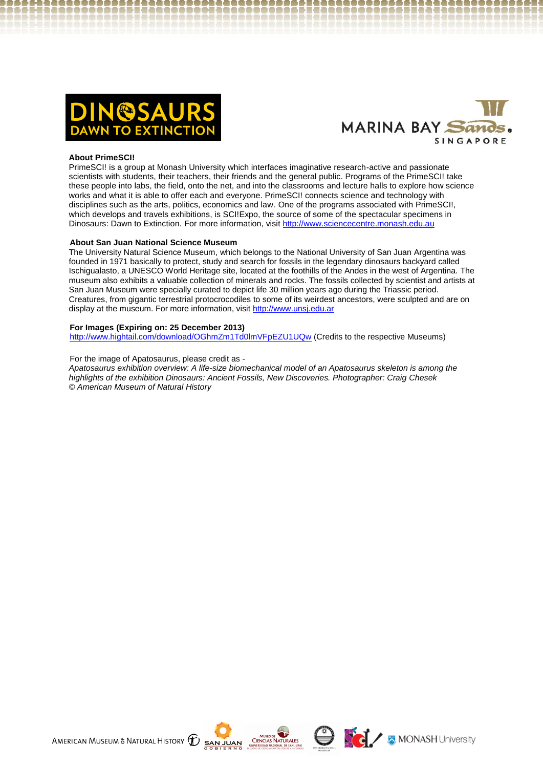**About PrimeSCI!**

PrimeSCI! is a group at Monash University which interfaces imaginative research-active and passionate scientists with students, their teachers, their friends and the general public. Programs of the PrimeSCI! take these people into labs, the field, onto the net, and into the classrooms and lecture halls to explore how science works and what it is able to offer each and everyone. PrimeSCI! connects science and technology with disciplines such as the arts, politics, economics and law. One of the programs associated with PrimeSCI!, which develops and travels exhibitions, is SCI!Expo, the source of some of the spectacular specimens in Dinosaurs: Dawn to Extinction. For more information, visit http://www.sciencecentre.monash.edu.au

**About San Juan National Science Museum**

The University Natural Science Museum, which belongs to the National University of San Juan Argentina was founded in 1971 basically to protect, study and search for fossils in the legendary dinosaurs backyard called Ischigualasto, a UNESCO World Heritage site, located at the foothills of the Andes in the west of Argentina. The museum also exhibits a valuable collection of minerals and rocks. The fossils collected by scientist and artists at San Juan Museum were specially curated to depict life 30 million years ago during the Triassic period. Creatures, from gigantic terrestrial protocrocodiles to some of its weirdest ancestors, were sculpted and are on display at the museum. For more information, visit http://www.unsj.edu.ar

**For Images (Expiring on: 25 December 2013)**

http://www.hightail.com/download/OGhmZm1Td0lmVFpEZU1UQw (Credits to the respective Museums)

For the image of Apatosaurus, please credit as -

*Apatosaurus exhibition overview: A life-size biomechanical model of an Apatosaurus skeleton is among the highlights of the exhibition Dinosaurs: Ancient Fossils, New Discoveries. Photographer: Craig Chesek © American Museum of Natural History*